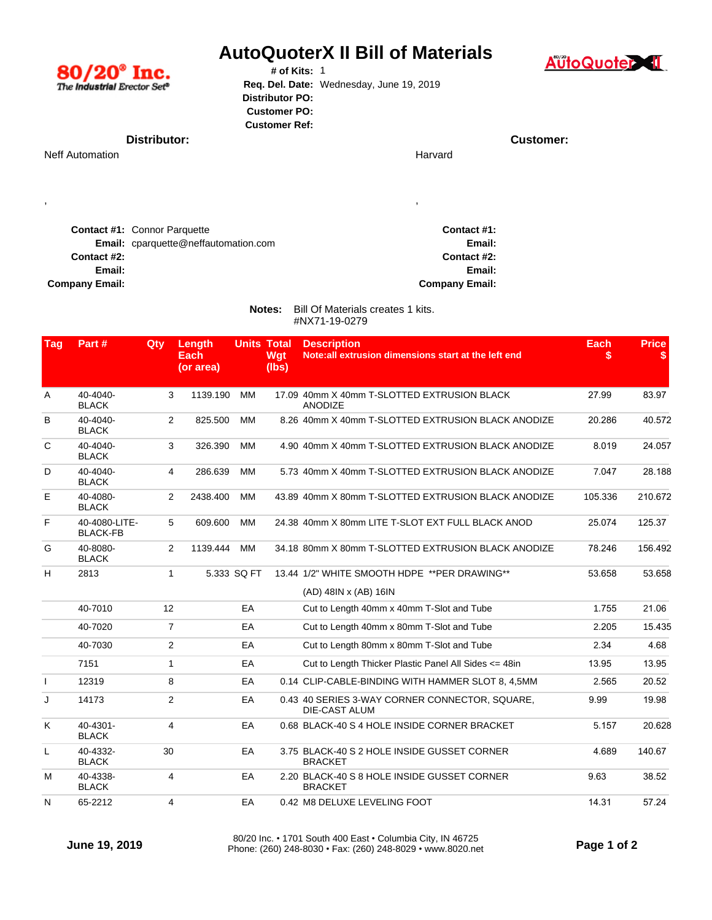80/20® Inc.
The Industrial Erector Set®

# AutoQuoterX II Bill of Materials

**# of Kits:** 1
**Req. Del. Date:** Wednesday, June 19, 2019
**Distributor PO:**
**Customer PO:**
**Customer Ref:**

**Distributor:**

Neff Automation

,

**Contact #1:** Connor Parquette
**Email:** cparquette@neffautomation.com
**Contact #2:**
**Email:**
**Company Email:**

**Customer:**

Harvard

,

**Contact #1:**
**Email:**
**Contact #2:**
**Email:**
**Company Email:**

**Notes:** Bill Of Materials creates 1 kits.
#NX71-19-0279

| Tag | Part # | Qty | Length Each (or area) | Units | Total Wgt (lbs) | Description Note:all extrusion dimensions start at the left end | Each $ | Price $ |
|---|---|---|---|---|---|---|---|---|
| A | 40-4040-BLACK | 3 | 1139.190 | MM | 17.09 | 40mm X 40mm T-SLOTTED EXTRUSION BLACK ANODIZE | 27.99 | 83.97 |
| B | 40-4040-BLACK | 2 | 825.500 | MM | 8.26 | 40mm X 40mm T-SLOTTED EXTRUSION BLACK ANODIZE | 20.286 | 40.572 |
| C | 40-4040-BLACK | 3 | 326.390 | MM | 4.90 | 40mm X 40mm T-SLOTTED EXTRUSION BLACK ANODIZE | 8.019 | 24.057 |
| D | 40-4040-BLACK | 4 | 286.639 | MM | 5.73 | 40mm X 40mm T-SLOTTED EXTRUSION BLACK ANODIZE | 7.047 | 28.188 |
| E | 40-4080-BLACK | 2 | 2438.400 | MM | 43.89 | 40mm X 80mm T-SLOTTED EXTRUSION BLACK ANODIZE | 105.336 | 210.672 |
| F | 40-4080-LITE-BLACK-FB | 5 | 609.600 | MM | 24.38 | 40mm X 80mm LITE T-SLOT EXT FULL BLACK ANOD | 25.074 | 125.37 |
| G | 40-8080-BLACK | 2 | 1139.444 | MM | 34.18 | 80mm X 80mm T-SLOTTED EXTRUSION BLACK ANODIZE | 78.246 | 156.492 |
| H | 2813 | 1 | 5.333 | SQ FT | 13.44 | 1/2" WHITE SMOOTH HDPE **PER DRAWING** (AD) 48IN x (AB) 16IN | 53.658 | 53.658 |
| | 40-7010 | 12 | | EA | | Cut to Length 40mm x 40mm T-Slot and Tube | 1.755 | 21.06 |
| | 40-7020 | 7 | | EA | | Cut to Length 40mm x 80mm T-Slot and Tube | 2.205 | 15.435 |
| | 40-7030 | 2 | | EA | | Cut to Length 80mm x 80mm T-Slot and Tube | 2.34 | 4.68 |
| | 7151 | 1 | | EA | | Cut to Length Thicker Plastic Panel All Sides <= 48in | 13.95 | 13.95 |
| I | 12319 | 8 | | EA | 0.14 | CLIP-CABLE-BINDING WITH HAMMER SLOT 8, 4,5MM | 2.565 | 20.52 |
| J | 14173 | 2 | | EA | 0.43 | 40 SERIES 3-WAY CORNER CONNECTOR, SQUARE, DIE-CAST ALUM | 9.99 | 19.98 |
| K | 40-4301-BLACK | 4 | | EA | 0.68 | BLACK-40 S 4 HOLE INSIDE CORNER BRACKET | 5.157 | 20.628 |
| L | 40-4332-BLACK | 30 | | EA | 3.75 | BLACK-40 S 2 HOLE INSIDE GUSSET CORNER BRACKET | 4.689 | 140.67 |
| M | 40-4338-BLACK | 4 | | EA | 2.20 | BLACK-40 S 8 HOLE INSIDE GUSSET CORNER BRACKET | 9.63 | 38.52 |
| N | 65-2212 | 4 | | EA | 0.42 | M8 DELUXE LEVELING FOOT | 14.31 | 57.24 |

June 19, 2019

80/20 Inc. • 1701 South 400 East • Columbia City, IN 46725
Phone: (260) 248-8030 • Fax: (260) 248-8029 • www.8020.net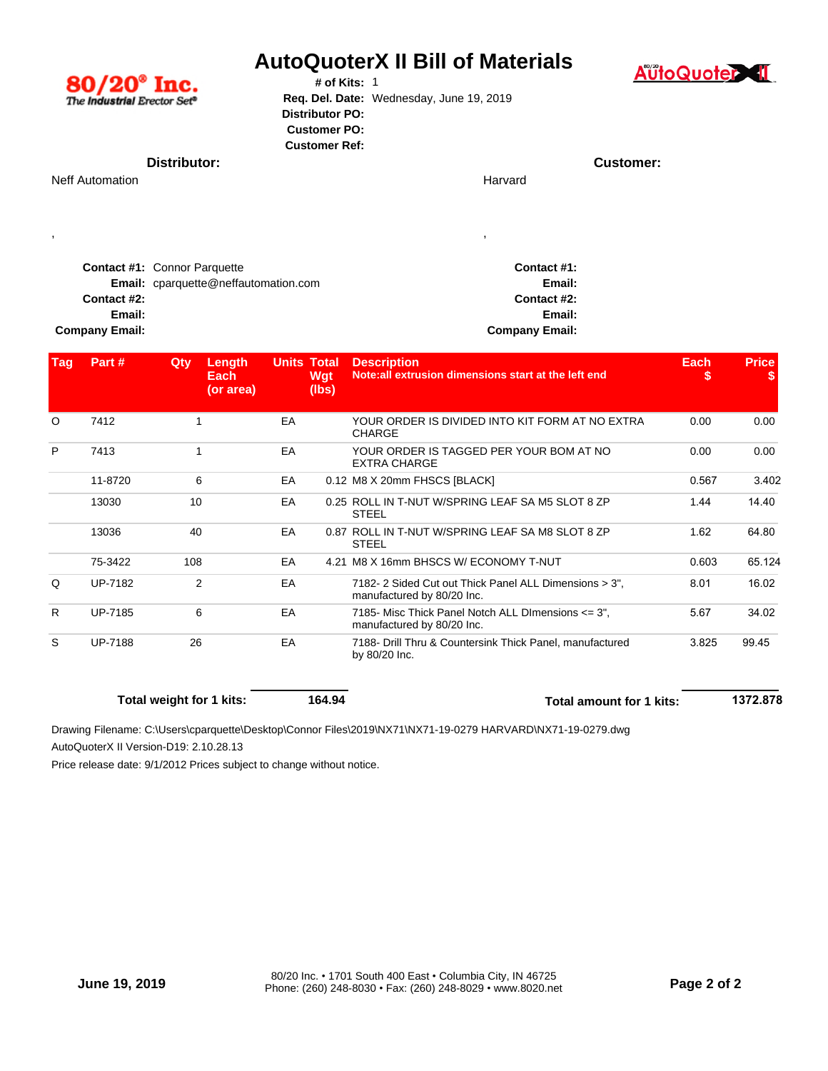# AutoQuoterX II Bill of Materials

80/20® Inc.
*The Industrial Erector Set®*

**# of Kits:** 1
**Req. Del. Date:** Wednesday, June 19, 2019
**Distributor PO:**
**Customer PO:**
**Customer Ref:**

**Distributor:**

Neff Automation

,

**Contact #1:** Connor Parquette
**Email:** cparquette@neffautomation.com
**Contact #2:**
**Email:**
**Company Email:**

**Customer:**

Harvard

,

**Contact #1:**
**Email:**
**Contact #2:**
**Email:**
**Company Email:**

| Tag | Part # | Qty | Length Each (or area) | Units | Total Wgt (lbs) | Description Note:all extrusion dimensions start at the left end | Each $ | Price $ |
|---|---|---|---|---|---|---|---|---|
| O | 7412 | 1 | | EA | | YOUR ORDER IS DIVIDED INTO KIT FORM AT NO EXTRA CHARGE | 0.00 | 0.00 |
| P | 7413 | 1 | | EA | | YOUR ORDER IS TAGGED PER YOUR BOM AT NO EXTRA CHARGE | 0.00 | 0.00 |
| | 11-8720 | 6 | | EA | 0.12 | M8 X 20mm FHSCS [BLACK] | 0.567 | 3.402 |
| | 13030 | 10 | | EA | 0.25 | ROLL IN T-NUT W/SPRING LEAF SA M5 SLOT 8 ZP STEEL | 1.44 | 14.40 |
| | 13036 | 40 | | EA | 0.87 | ROLL IN T-NUT W/SPRING LEAF SA M8 SLOT 8 ZP STEEL | 1.62 | 64.80 |
| | 75-3422 | 108 | | EA | 4.21 | M8 X 16mm BHSCS W/ ECONOMY T-NUT | 0.603 | 65.124 |
| Q | UP-7182 | 2 | | EA | | 7182- 2 Sided Cut out Thick Panel ALL Dimensions > 3", manufactured by 80/20 Inc. | 8.01 | 16.02 |
| R | UP-7185 | 6 | | EA | | 7185- Misc Thick Panel Notch ALL DImensions <= 3", manufactured by 80/20 Inc. | 5.67 | 34.02 |
| S | UP-7188 | 26 | | EA | | 7188- Drill Thru & Countersink Thick Panel, manufactured by 80/20 Inc. | 3.825 | 99.45 |

**Total weight for 1 kits:** **164.94**

**Total amount for 1 kits:** **1372.878**

Drawing Filename: C:\Users\cparquette\Desktop\Connor Files\2019\NX71\NX71-19-0279 HARVARD\NX71-19-0279.dwg

AutoQuoterX II Version-D19: 2.10.28.13

Price release date: 9/1/2012 Prices subject to change without notice.

**June 19, 2019**

80/20 Inc. • 1701 South 400 East • Columbia City, IN 46725
Phone: (260) 248-8030 • Fax: (260) 248-8029 • www.8020.net